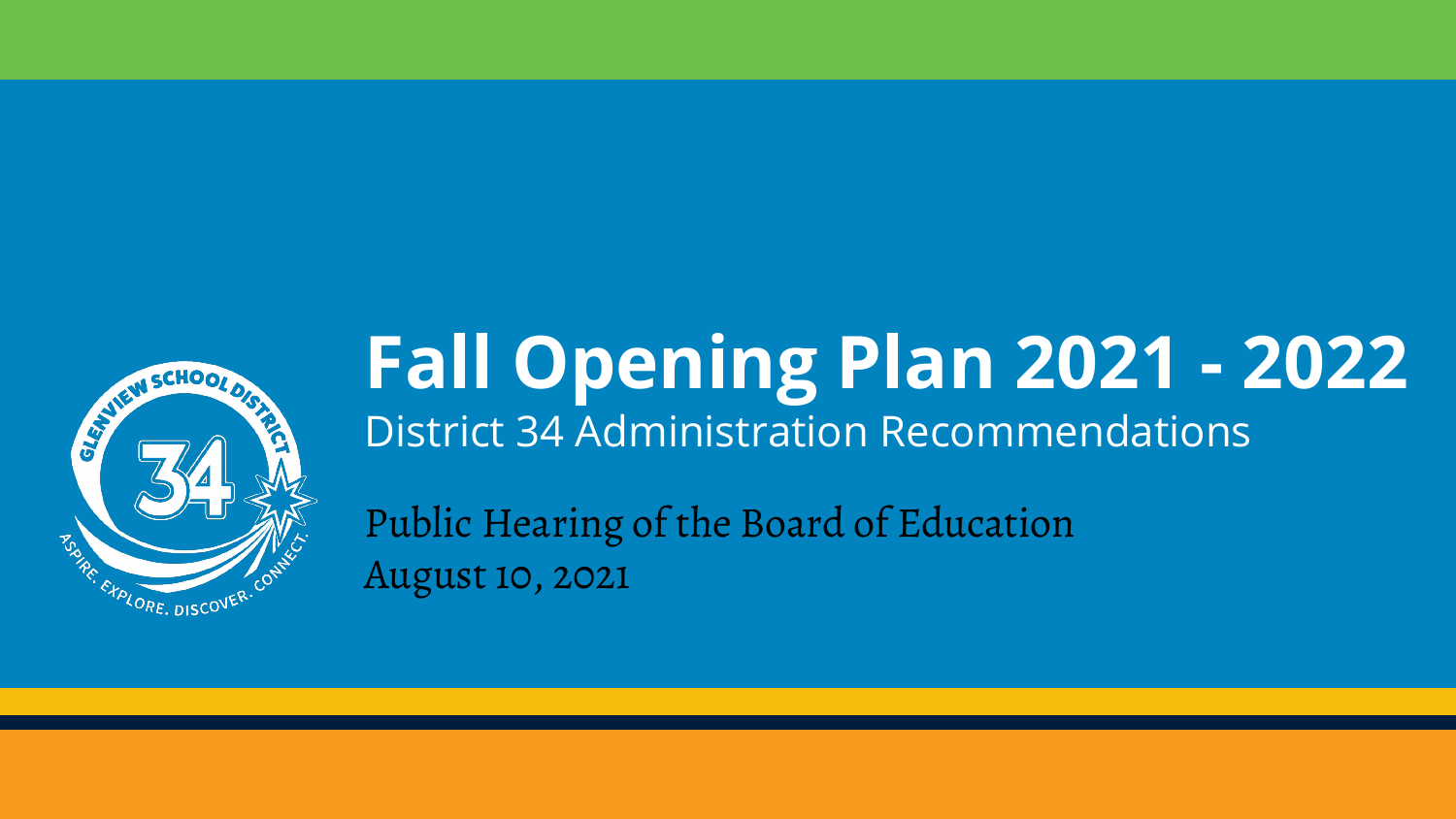# Fall Opening Plan 2021 - 2022

District 34 Administration Recommendations

Public Hearing of the Board of Education
August 10, 2021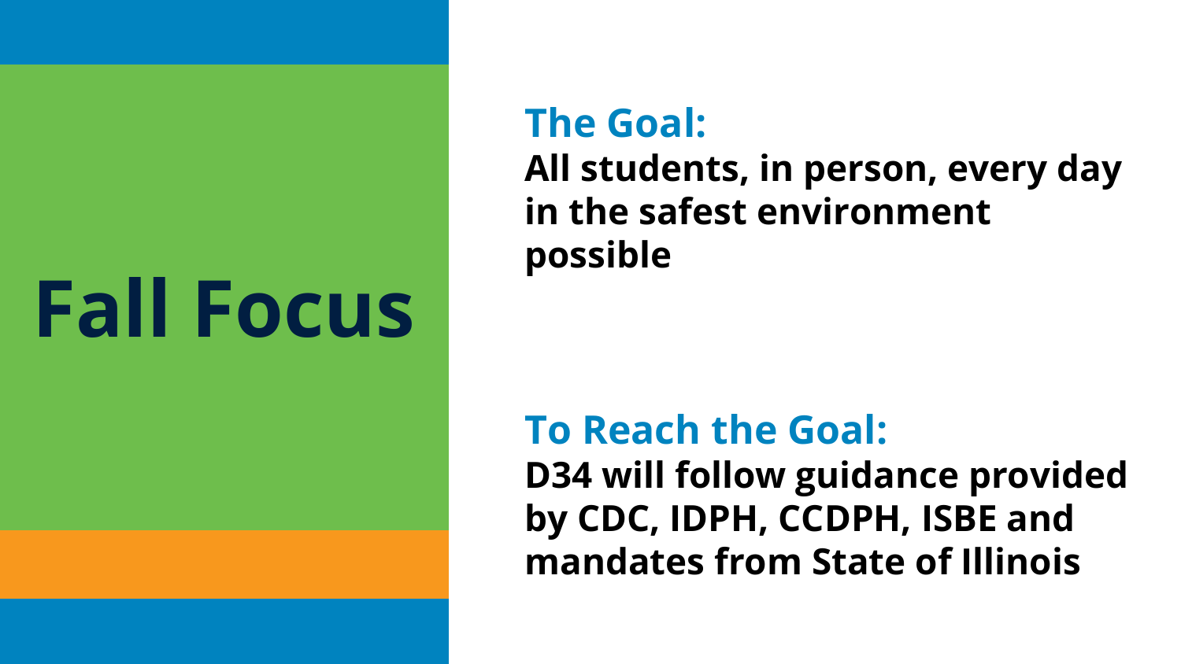# Fall Focus

## The Goal:

**All students, in person, every day in the safest environment possible**

## To Reach the Goal:

**D34 will follow guidance provided by CDC, IDPH, CCDPH, ISBE and mandates from State of Illinois**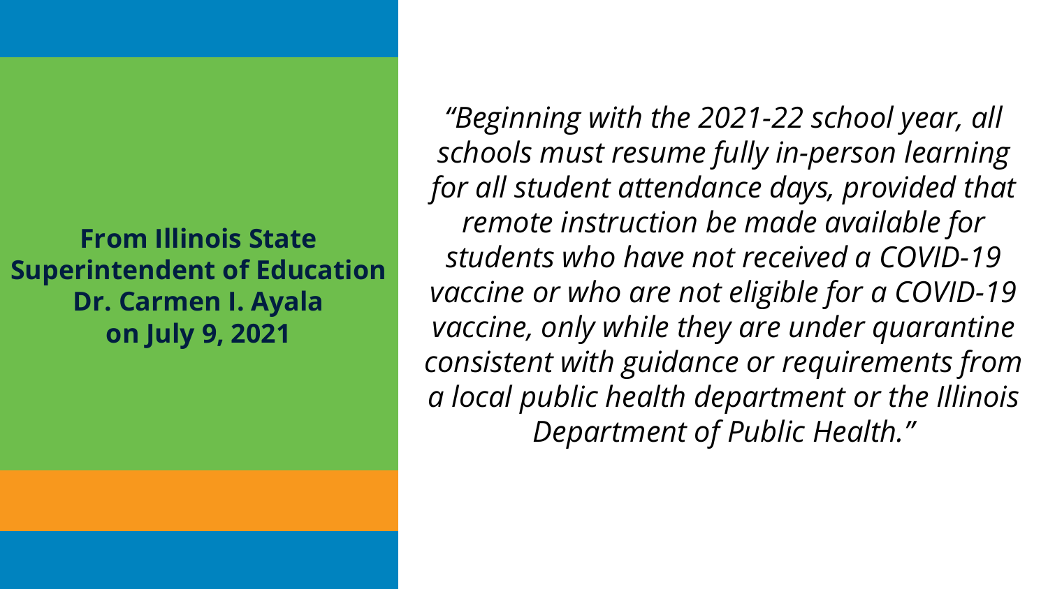**From Illinois State Superintendent of Education Dr. Carmen I. Ayala on July 9, 2021**

*"Beginning with the 2021-22 school year, all schools must resume fully in-person learning for all student attendance days, provided that remote instruction be made available for students who have not received a COVID-19 vaccine or who are not eligible for a COVID-19 vaccine, only while they are under quarantine consistent with guidance or requirements from a local public health department or the Illinois Department of Public Health."*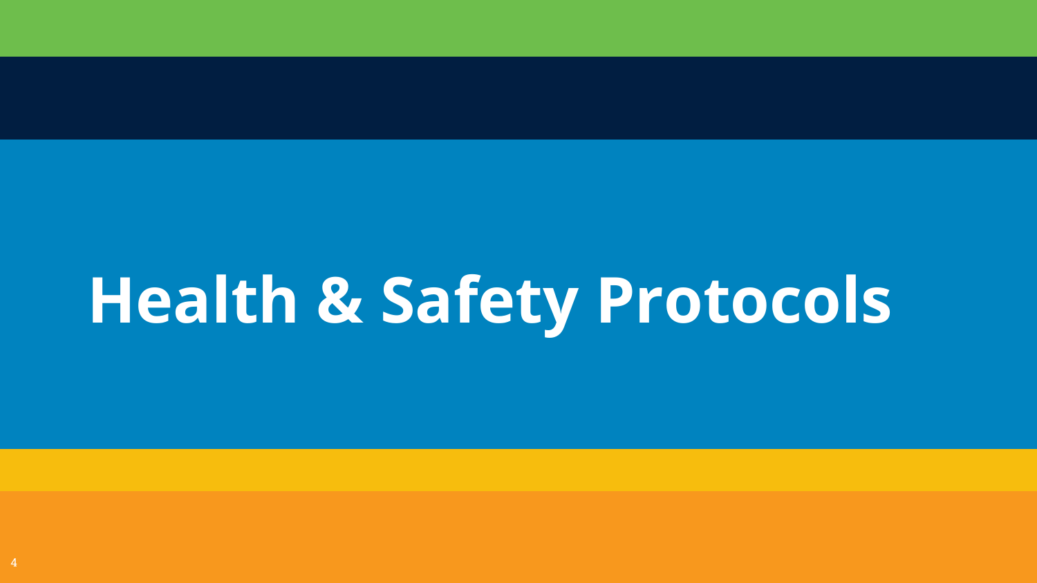# Health & Safety Protocols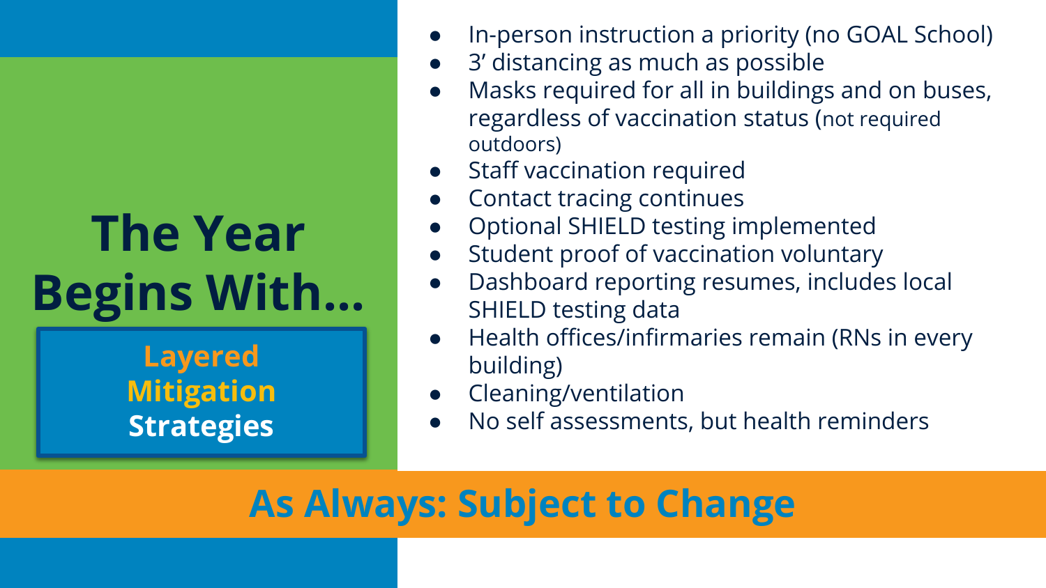# The Year Begins With...

**Layered Mitigation Strategies**

- In-person instruction a priority (no GOAL School)
- 3’ distancing as much as possible
- Masks required for all in buildings and on buses, regardless of vaccination status (not required outdoors)
- Staff vaccination required
- Contact tracing continues
- Optional SHIELD testing implemented
- Student proof of vaccination voluntary
- Dashboard reporting resumes, includes local SHIELD testing data
- Health offices/infirmaries remain (RNs in every building)
- Cleaning/ventilation
- No self assessments, but health reminders

## As Always: Subject to Change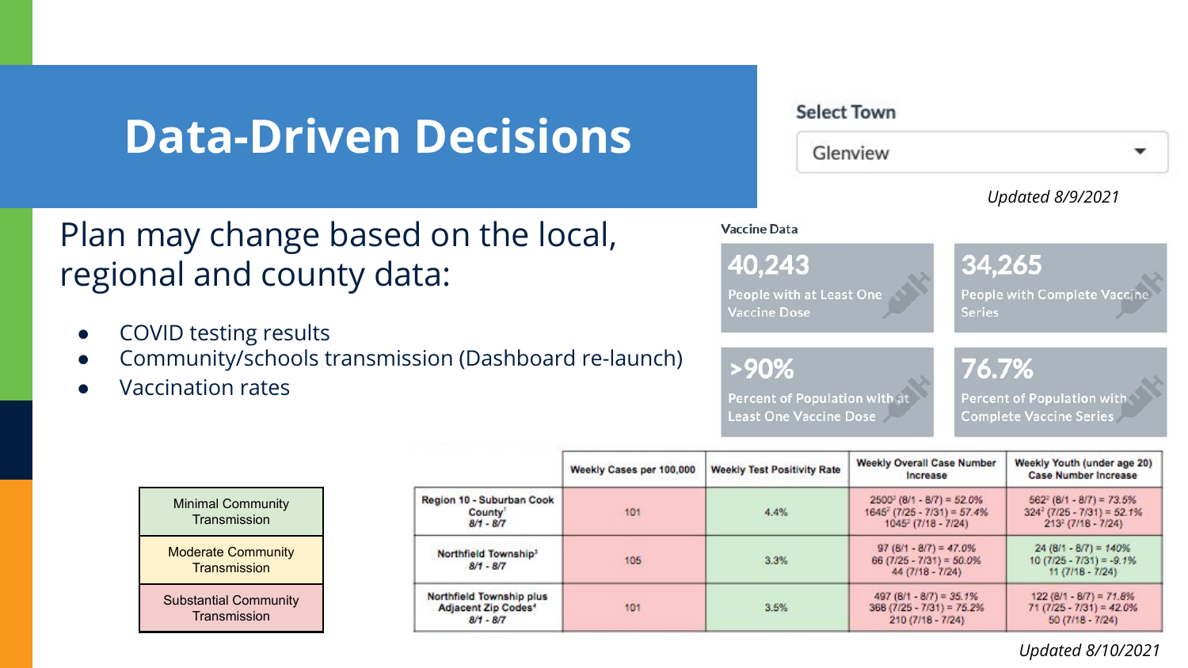# Data-Driven Decisions

Plan may change based on the local, regional and county data:

- COVID testing results
- Community/schools transmission (Dashboard re-launch)
- Vaccination rates

Select Town

Glenview

*Updated 8/9/2021*

Vaccine Data

| 40,243 | 34,265 |
|---|---|
| People with at Least One Vaccine Dose | People with Complete Vaccine Series |
| >90% | 76.7% |
| Percent of Population with at Least One Vaccine Dose | Percent of Population with Complete Vaccine Series |

| Minimal Community Transmission |
|---|
| Moderate Community Transmission |
| Substantial Community Transmission |

| | Weekly Cases per 100,000 | Weekly Test Positivity Rate | Weekly Overall Case Number Increase | Weekly Youth (under age 20) Case Number Increase |
|---|---|---|---|---|
| Region 10 - Suburban Cook County[1] 8/1 - 8/7 | 101 | 4.4% | 2500[2] (8/1 - 8/7) = 52.0% 1645[2] (7/25 - 7/31) = 57.4% 1045[2] (7/18 - 7/24) | 562[2] (8/1 - 8/7) = 73.5% 324[2] (7/25 - 7/31) = 52.1% 213[2] (7/18 - 7/24) |
| Northfield Township[3] 8/1 - 8/7 | 105 | 3.3% | 97 (8/1 - 8/7) = 47.0% 66 (7/25 - 7/31) = 50.0% 44 (7/18 - 7/24) | 24 (8/1 - 8/7) = 140% 10 (7/25 - 7/31) = -9.1% 11 (7/18 - 7/24) |
| Northfield Township plus Adjacent Zip Codes[4] 8/1 - 8/7 | 101 | 3.5% | 497 (8/1 - 8/7) = 35.1% 368 (7/25 - 7/31) = 75.2% 210 (7/18 - 7/24) | 122 (8/1 - 8/7) = 71.8% 71 (7/25 - 7/31) = 42.0% 50 (7/18 - 7/24) |

*Updated 8/10/2021*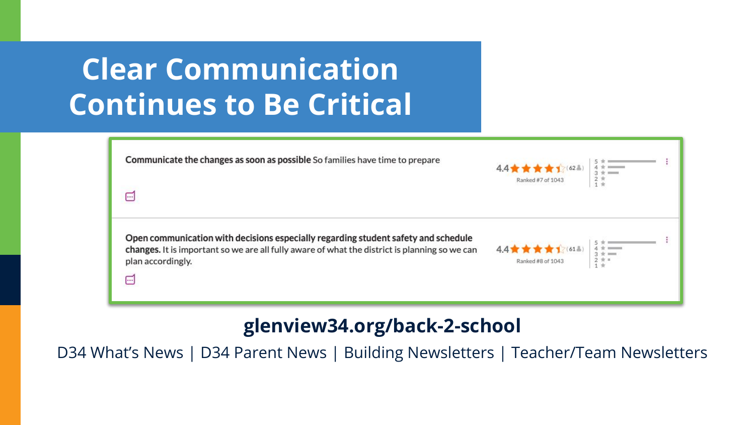# Clear Communication Continues to Be Critical

**Communicate the changes as soon as possible** So families have time to prepare

4.4 ★★★★☆ (62) Ranked #7 of 1043

**Open communication with decisions especially regarding student safety and schedule changes.** It is important so we are all fully aware of what the district is planning so we can plan accordingly.

4.4 ★★★★☆ (61) Ranked #8 of 1043

**glenview34.org/back-2-school**

D34 What's News | D34 Parent News | Building Newsletters | Teacher/Team Newsletters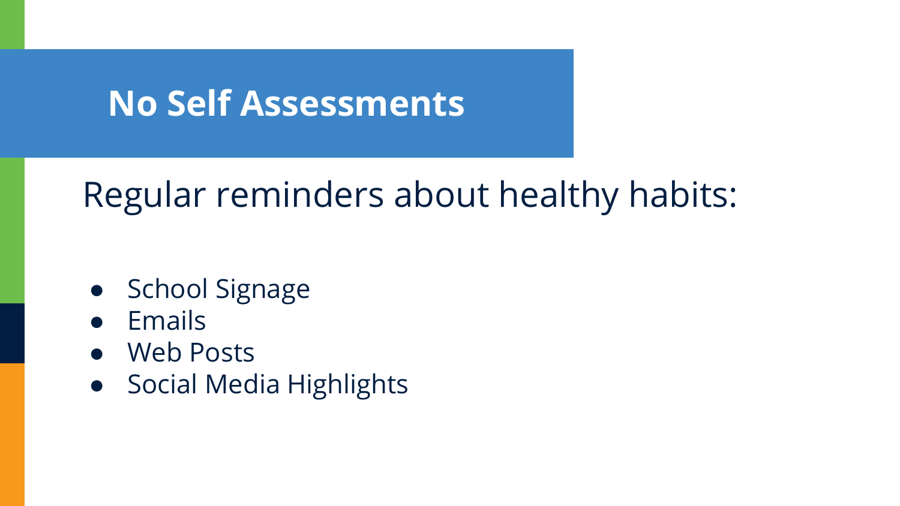# No Self Assessments

Regular reminders about healthy habits:

- School Signage
- Emails
- Web Posts
- Social Media Highlights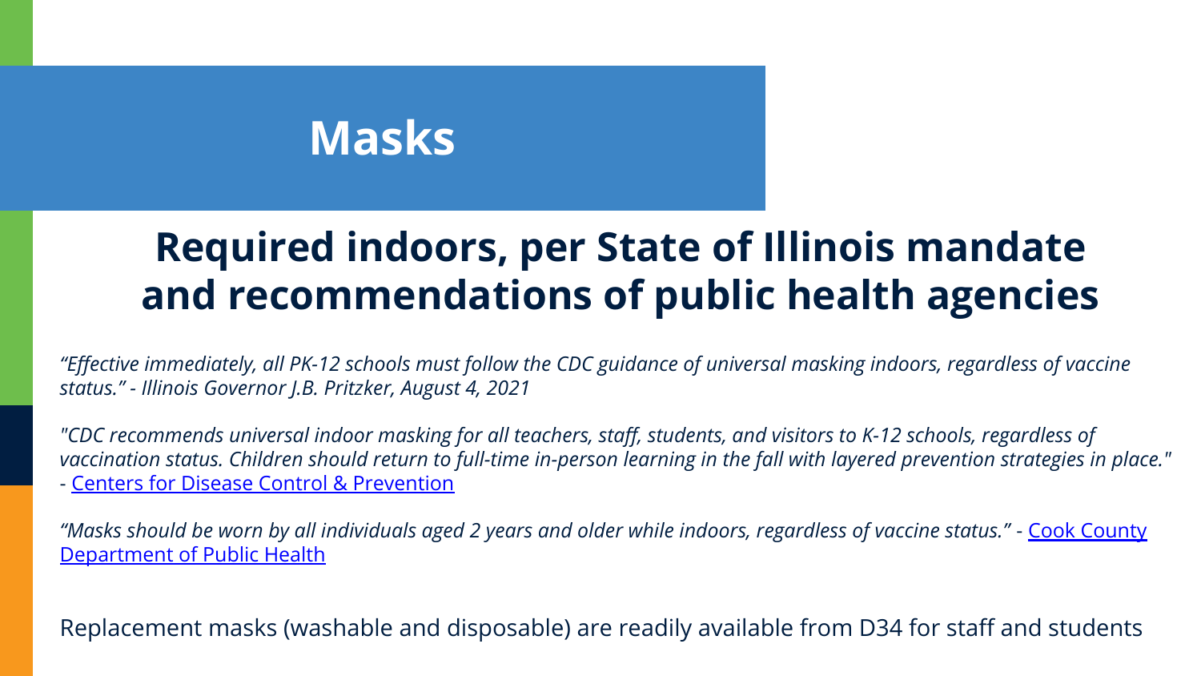# Masks

## Required indoors, per State of Illinois mandate and recommendations of public health agencies

*"Effective immediately, all PK-12 schools must follow the CDC guidance of universal masking indoors, regardless of vaccine status." - Illinois Governor J.B. Pritzker, August 4, 2021*

*"CDC recommends universal indoor masking for all teachers, staff, students, and visitors to K-12 schools, regardless of vaccination status. Children should return to full-time in-person learning in the fall with layered prevention strategies in place."* - Centers for Disease Control & Prevention

*"Masks should be worn by all individuals aged 2 years and older while indoors, regardless of vaccine status."* - Cook County Department of Public Health

Replacement masks (washable and disposable) are readily available from D34 for staff and students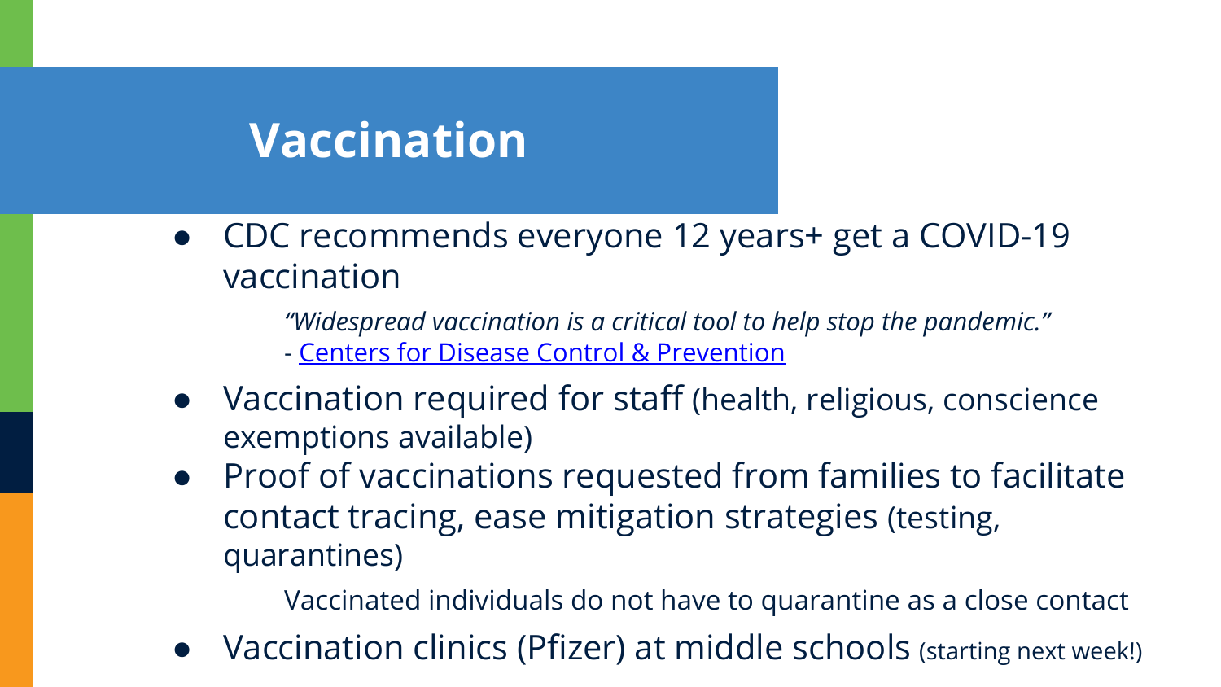# Vaccination

- CDC recommends everyone 12 years+ get a COVID-19 vaccination

  *"Widespread vaccination is a critical tool to help stop the pandemic."*
  \- [Centers for Disease Control & Prevention]()

- Vaccination required for staff (health, religious, conscience exemptions available)
- Proof of vaccinations requested from families to facilitate contact tracing, ease mitigation strategies (testing, quarantines)

  Vaccinated individuals do not have to quarantine as a close contact

- Vaccination clinics (Pfizer) at middle schools (starting next week!)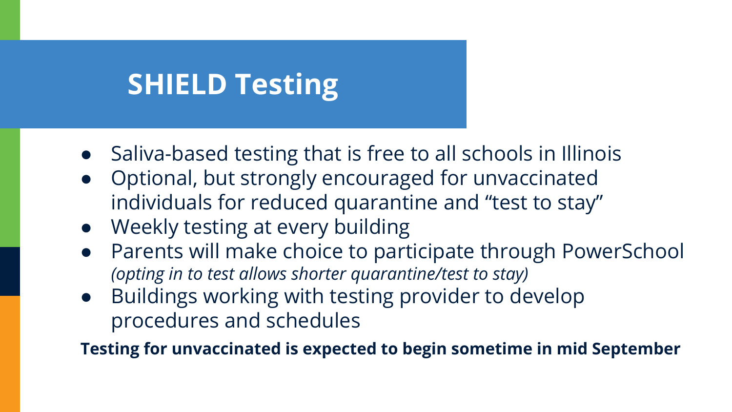# SHIELD Testing

- Saliva-based testing that is free to all schools in Illinois
- Optional, but strongly encouraged for unvaccinated individuals for reduced quarantine and “test to stay”
- Weekly testing at every building
- Parents will make choice to participate through PowerSchool *(opting in to test allows shorter quarantine/test to stay)*
- Buildings working with testing provider to develop procedures and schedules

**Testing for unvaccinated is expected to begin sometime in mid September**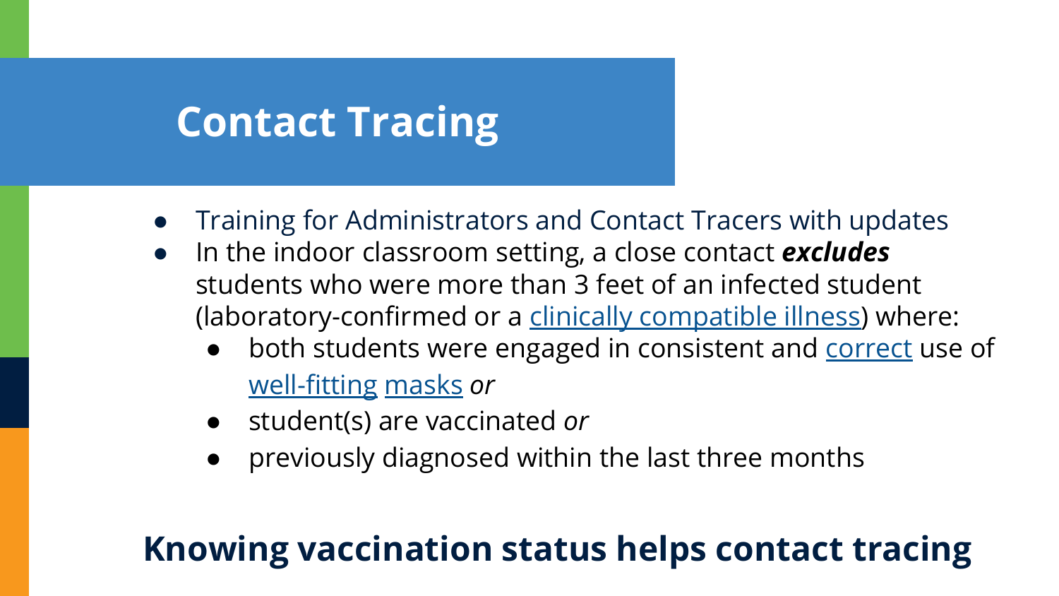# Contact Tracing

- Training for Administrators and Contact Tracers with updates
- In the indoor classroom setting, a close contact ***excludes*** students who were more than 3 feet of an infected student (laboratory-confirmed or a clinically compatible illness) where:
  - both students were engaged in consistent and correct use of well-fitting masks *or*
  - student(s) are vaccinated *or*
  - previously diagnosed within the last three months

**Knowing vaccination status helps contact tracing**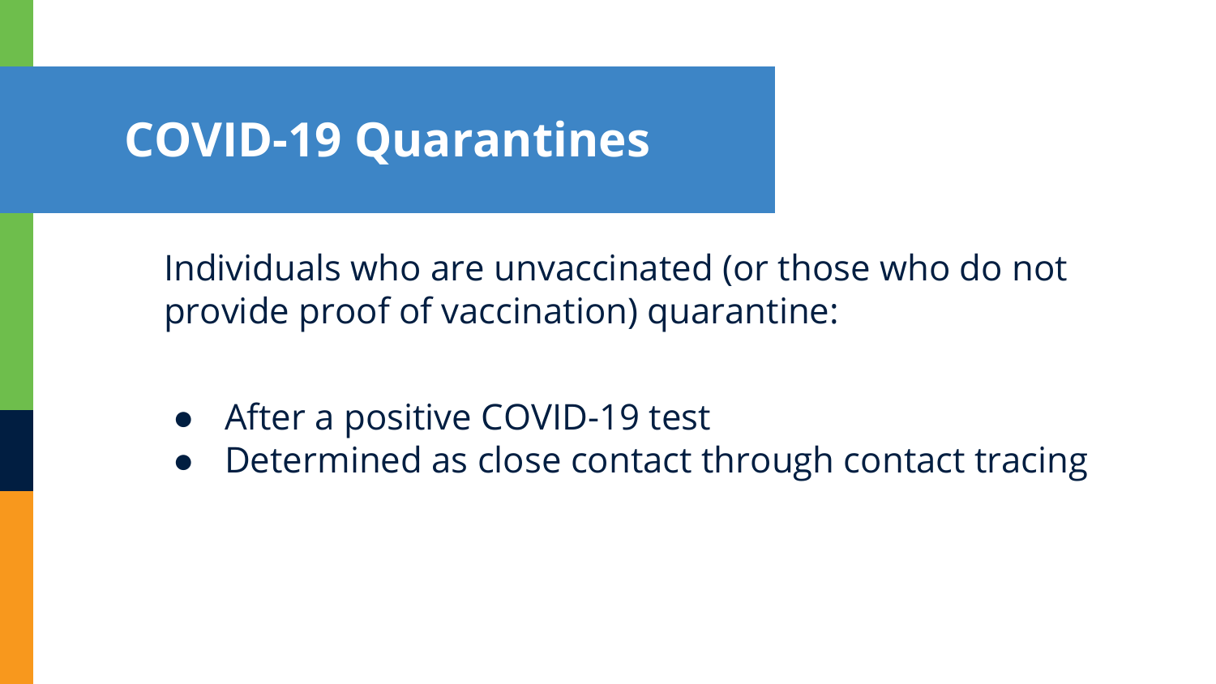# COVID-19 Quarantines

Individuals who are unvaccinated (or those who do not provide proof of vaccination) quarantine:

- After a positive COVID-19 test
- Determined as close contact through contact tracing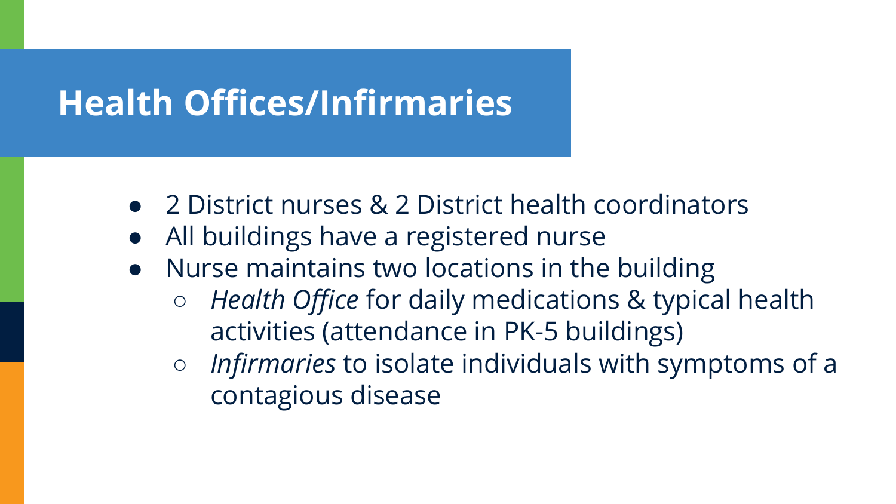# Health Offices/Infirmaries

- 2 District nurses & 2 District health coordinators
- All buildings have a registered nurse
- Nurse maintains two locations in the building
  - *Health Office* for daily medications & typical health activities (attendance in PK-5 buildings)
  - *Infirmaries* to isolate individuals with symptoms of a contagious disease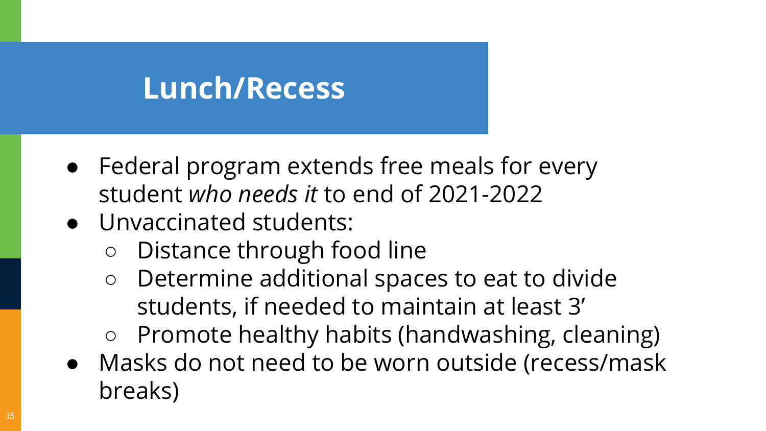# Lunch/Recess

- Federal program extends free meals for every student *who needs it* to end of 2021-2022
- Unvaccinated students:
  - Distance through food line
  - Determine additional spaces to eat to divide students, if needed to maintain at least 3'
  - Promote healthy habits (handwashing, cleaning)
- Masks do not need to be worn outside (recess/mask breaks)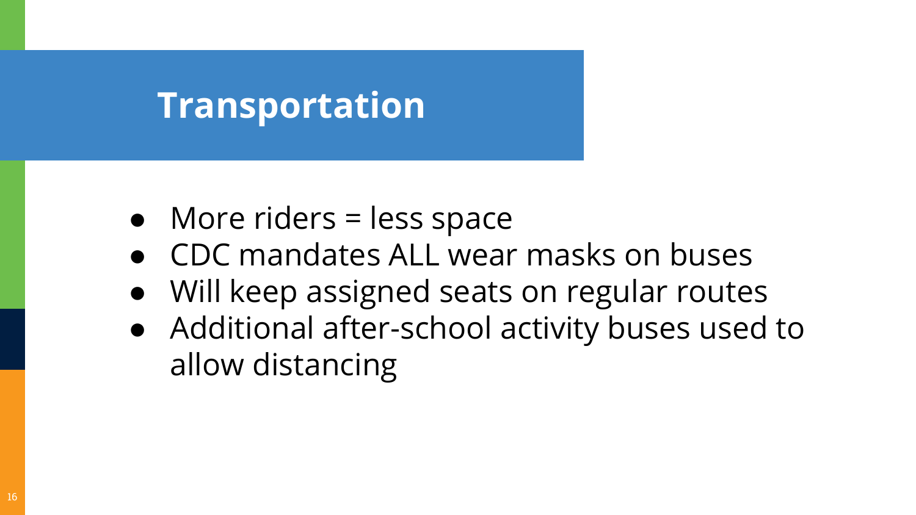# Transportation

- More riders = less space
- CDC mandates ALL wear masks on buses
- Will keep assigned seats on regular routes
- Additional after-school activity buses used to allow distancing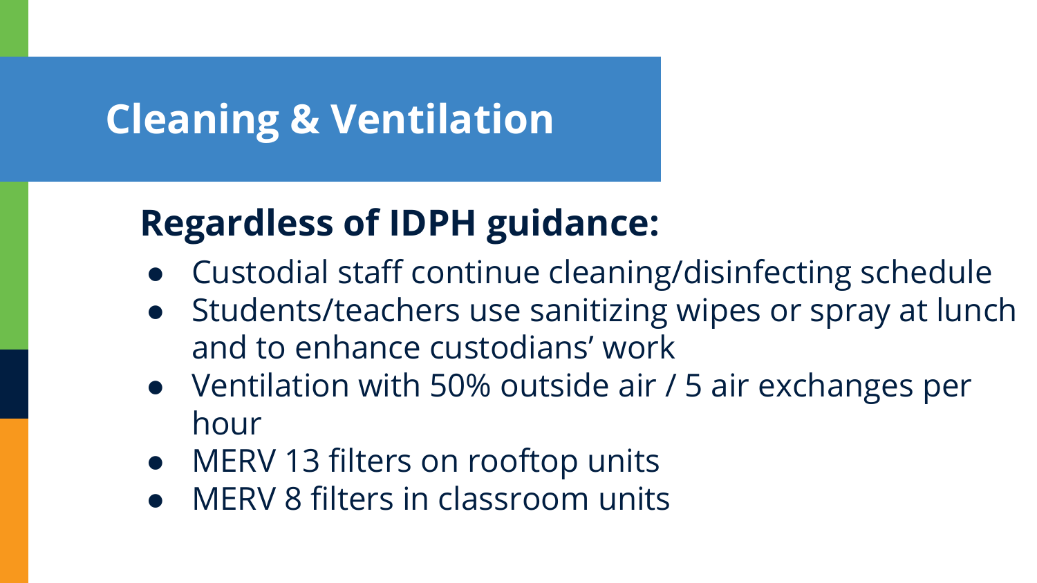# Cleaning & Ventilation

## Regardless of IDPH guidance:

- Custodial staff continue cleaning/disinfecting schedule
- Students/teachers use sanitizing wipes or spray at lunch and to enhance custodians’ work
- Ventilation with 50% outside air / 5 air exchanges per hour
- MERV 13 filters on rooftop units
- MERV 8 filters in classroom units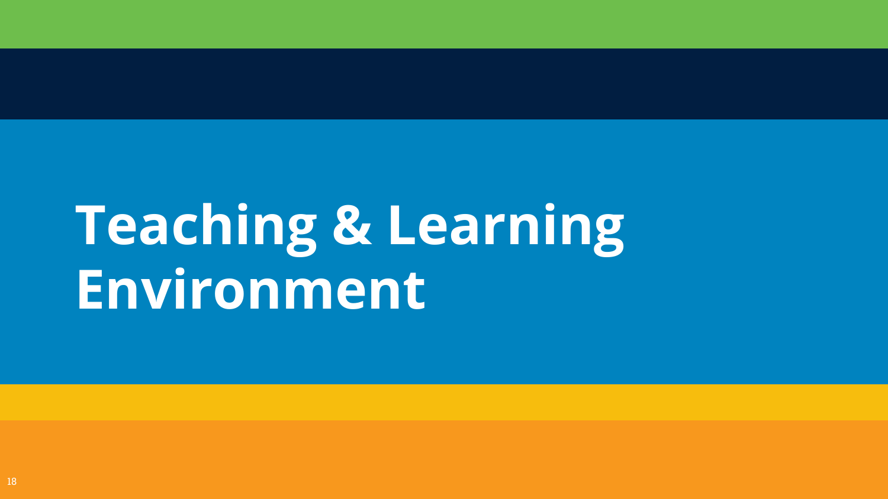# Teaching & Learning Environment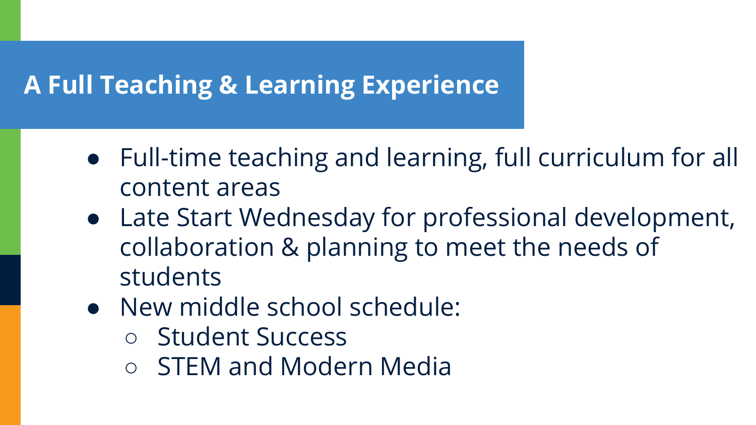# A Full Teaching & Learning Experience

- Full-time teaching and learning, full curriculum for all content areas
- Late Start Wednesday for professional development, collaboration & planning to meet the needs of students
- New middle school schedule:
  - Student Success
  - STEM and Modern Media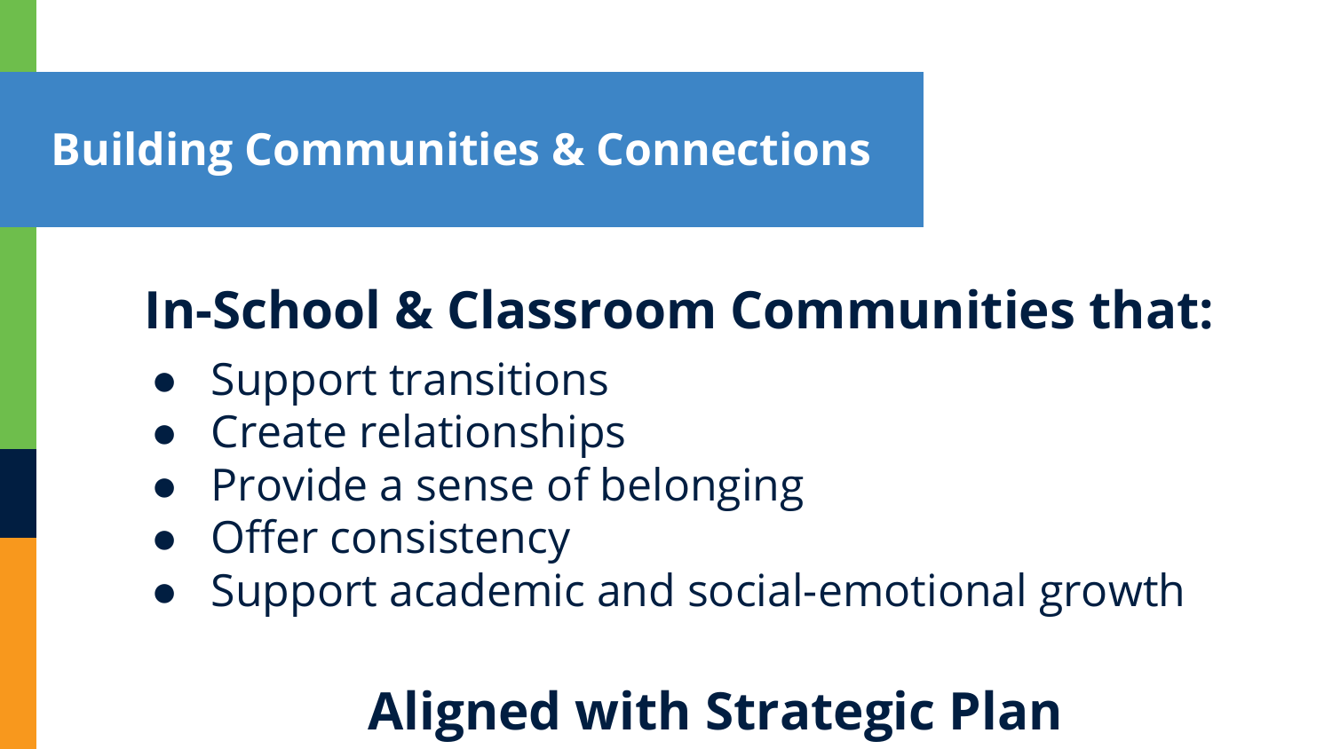# Building Communities & Connections

## In-School & Classroom Communities that:

- Support transitions
- Create relationships
- Provide a sense of belonging
- Offer consistency
- Support academic and social-emotional growth

## Aligned with Strategic Plan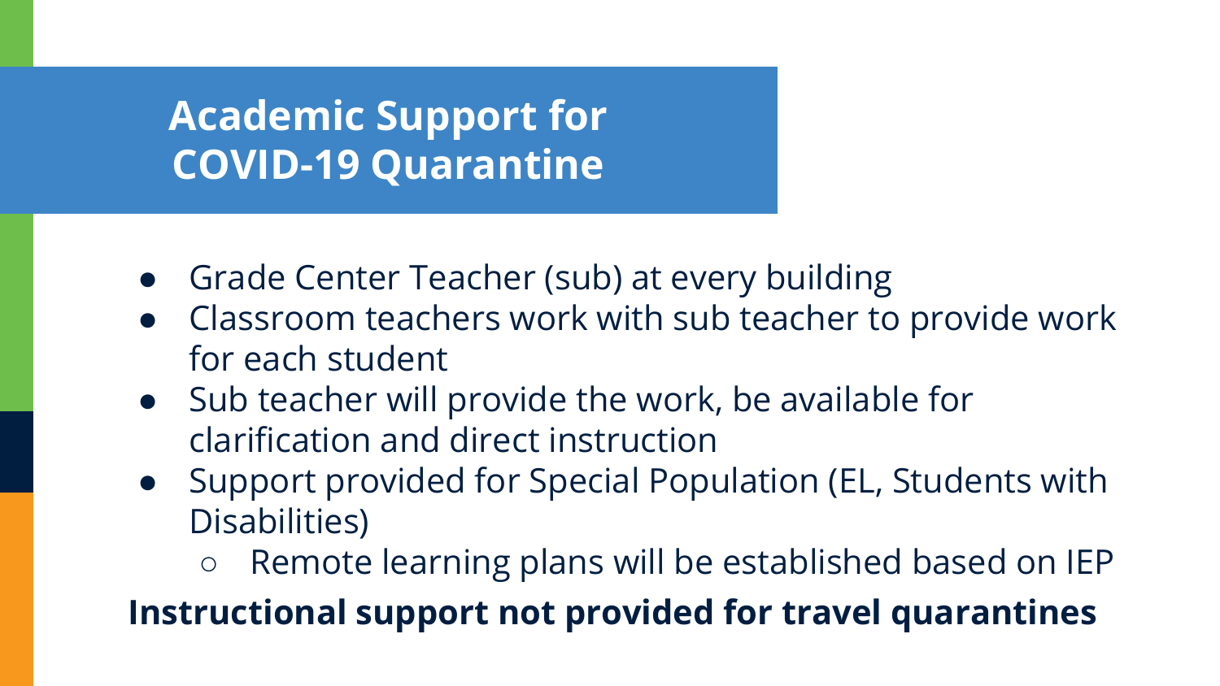# Academic Support for COVID-19 Quarantine

- Grade Center Teacher (sub) at every building
- Classroom teachers work with sub teacher to provide work for each student
- Sub teacher will provide the work, be available for clarification and direct instruction
- Support provided for Special Population (EL, Students with Disabilities)
  - Remote learning plans will be established based on IEP

**Instructional support not provided for travel quarantines**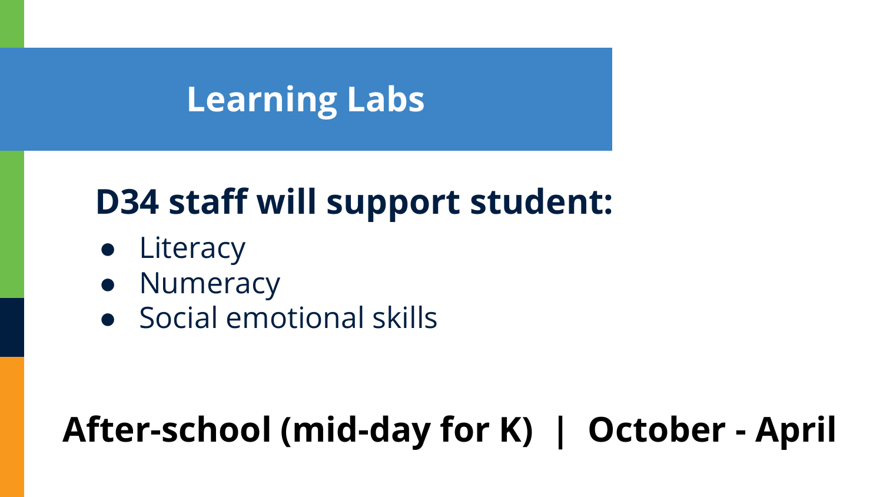# Learning Labs

## D34 staff will support student:

- Literacy
- Numeracy
- Social emotional skills

**After-school (mid-day for K) | October - April**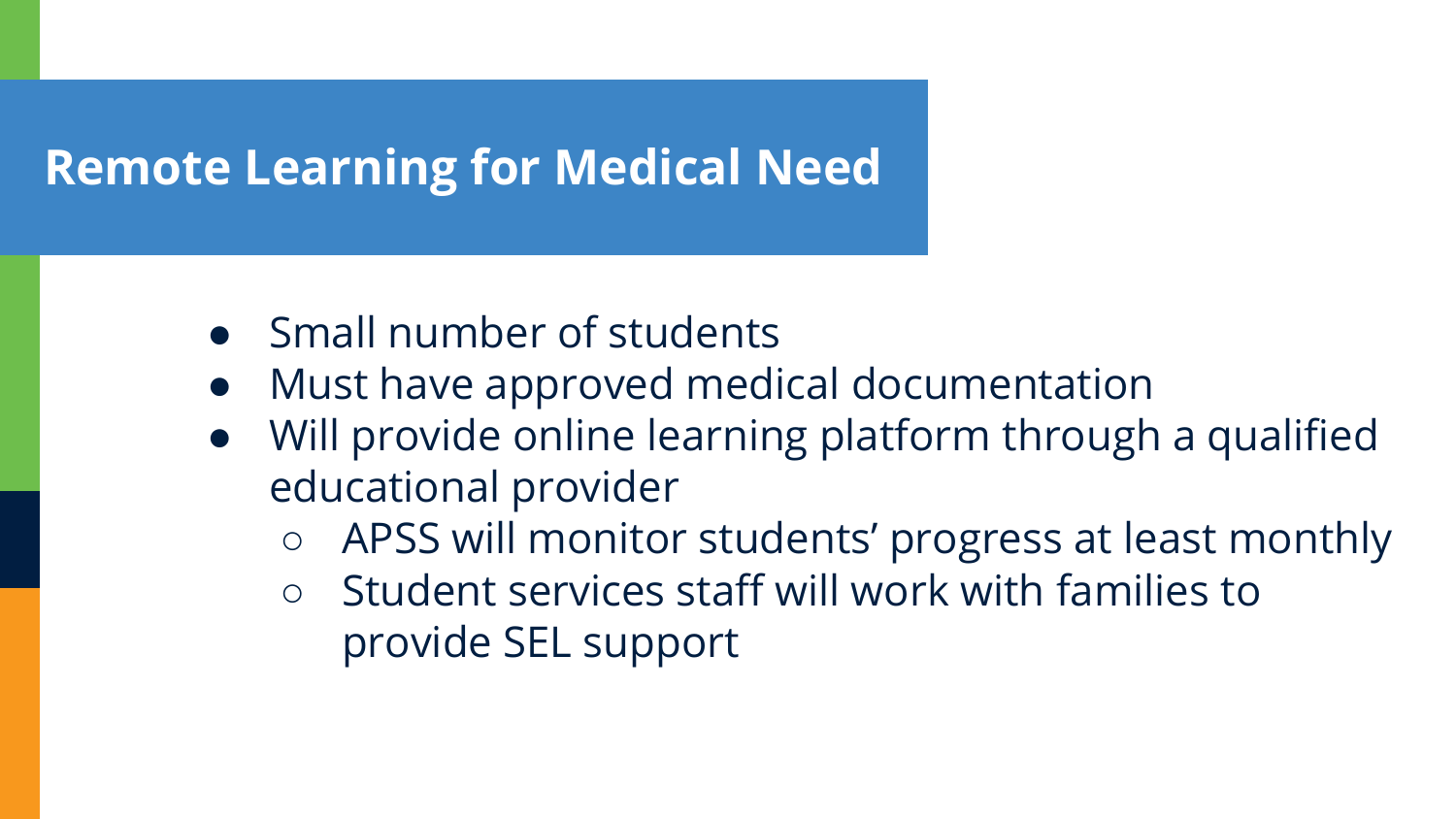# Remote Learning for Medical Need

- Small number of students
- Must have approved medical documentation
- Will provide online learning platform through a qualified educational provider
  - APSS will monitor students' progress at least monthly
  - Student services staff will work with families to provide SEL support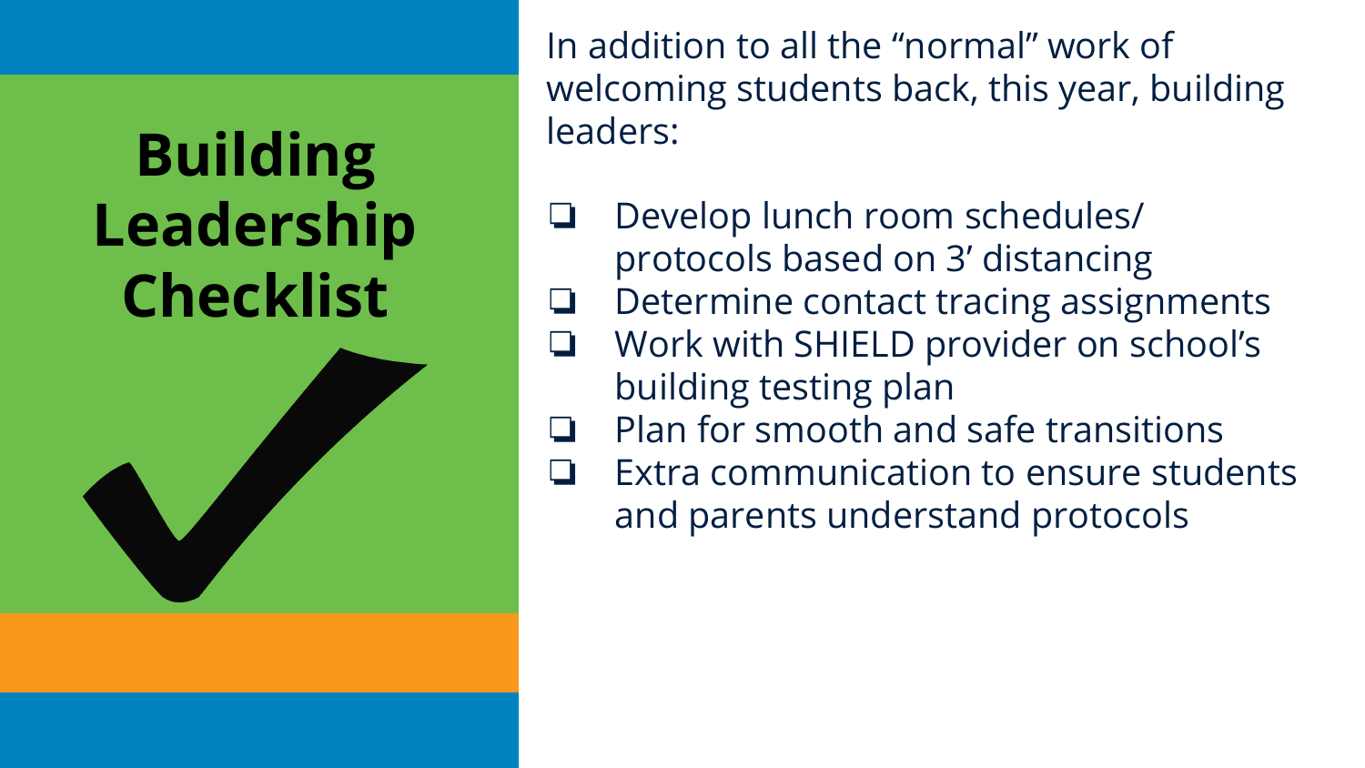# Building Leadership Checklist

In addition to all the "normal" work of welcoming students back, this year, building leaders:

- [ ] Develop lunch room schedules/ protocols based on 3' distancing
- [ ] Determine contact tracing assignments
- [ ] Work with SHIELD provider on school's building testing plan
- [ ] Plan for smooth and safe transitions
- [ ] Extra communication to ensure students and parents understand protocols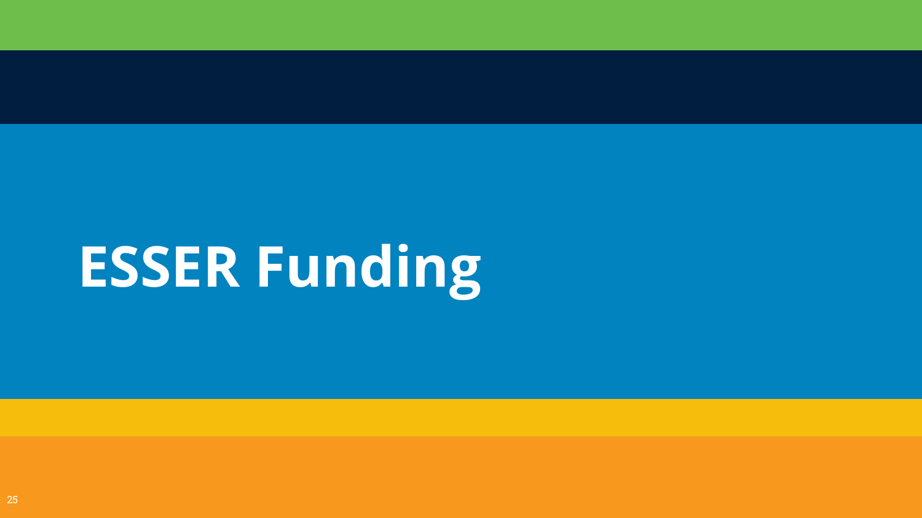# ESSER Funding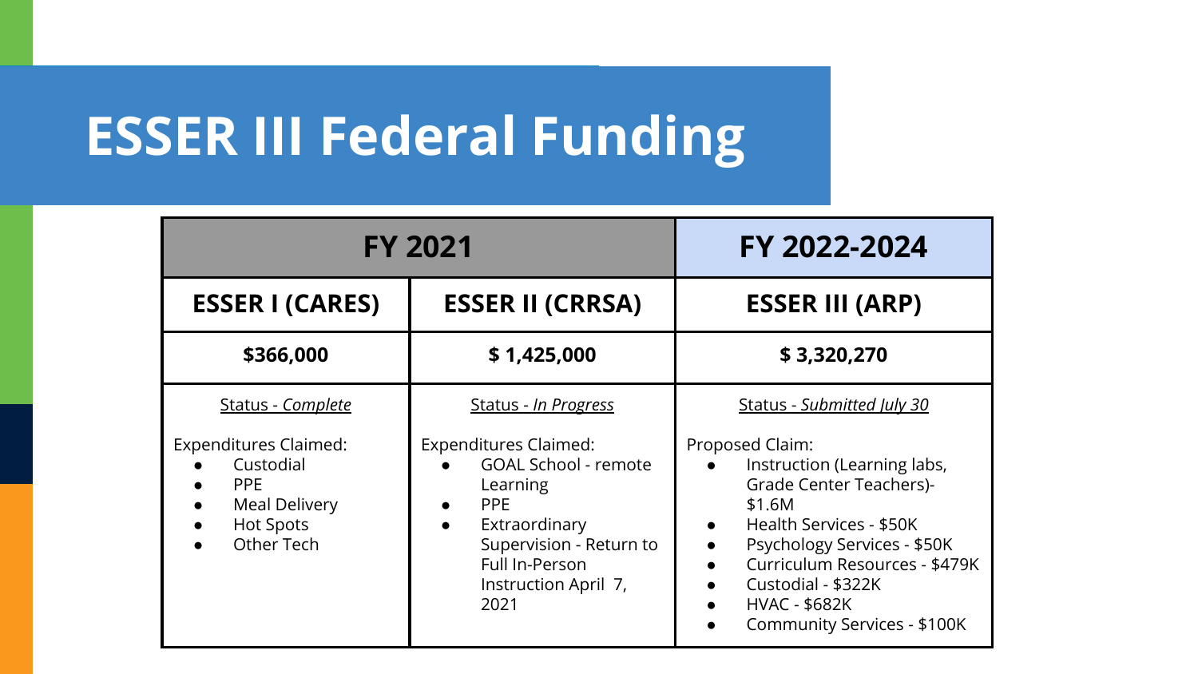# ESSER III Federal Funding

| FY 2021 | | FY 2022-2024 |
|---|---|---|
| **ESSER I (CARES)** | **ESSER II (CRRSA)** | **ESSER III (ARP)** |
| **$366,000** | **$ 1,425,000** | **$ 3,320,270** |
| Status - *Complete*<br><br>Expenditures Claimed:<br>• Custodial<br>• PPE<br>• Meal Delivery<br>• Hot Spots<br>• Other Tech | Status - *In Progress*<br><br>Expenditures Claimed:<br>• GOAL School - remote Learning<br>• PPE<br>• Extraordinary Supervision - Return to Full In-Person Instruction April 7, 2021 | Status - *Submitted July 30*<br><br>Proposed Claim:<br>• Instruction (Learning labs, Grade Center Teachers)- $1.6M<br>• Health Services - $50K<br>• Psychology Services - $50K<br>• Curriculum Resources - $479K<br>• Custodial - $322K<br>• HVAC - $682K<br>• Community Services - $100K |